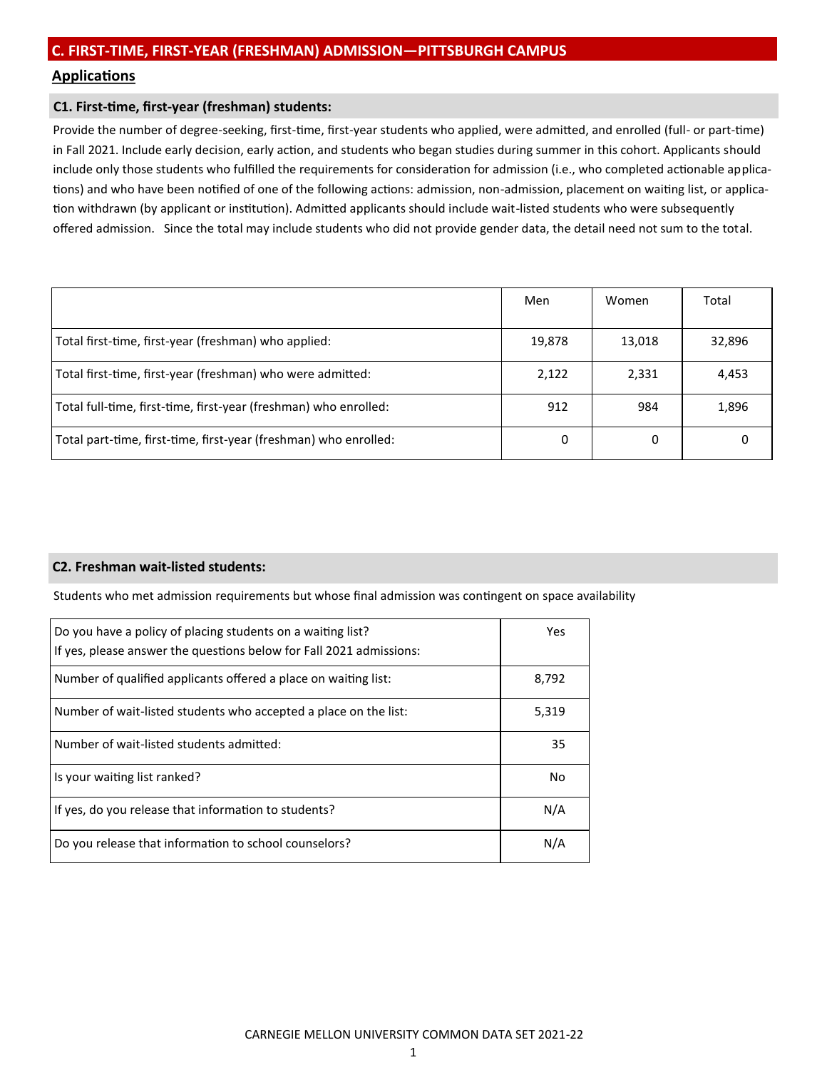## C. FIRST-TIME, FIRST-YEAR (FRESHMAN) ADMISSION—PITTSBURGH CAMPUS

### Applications

#### C1. First-time, first-year (freshman) students:

Provide the number of degree-seeking, first-time, first-year students who applied, were admitted, and enrolled (full- or part-time) in Fall 2021. Include early decision, early action, and students who began studies during summer in this cohort. Applicants should include only those students who fulfilled the requirements for consideration for admission (i.e., who completed actionable applications) and who have been notified of one of the following actions: admission, non-admission, placement on waiting list, or application withdrawn (by applicant or institution). Admitted applicants should include wait-listed students who were subsequently offered admission. Since the total may include students who did not provide gender data, the detail need not sum to the total.

| | Men | Women | Total |
|---|---|---|---|
| Total first-time, first-year (freshman) who applied: | 19,878 | 13,018 | 32,896 |
| Total first-time, first-year (freshman) who were admitted: | 2,122 | 2,331 | 4,453 |
| Total full-time, first-time, first-year (freshman) who enrolled: | 912 | 984 | 1,896 |
| Total part-time, first-time, first-year (freshman) who enrolled: | 0 | 0 | 0 |

#### C2. Freshman wait-listed students:

Students who met admission requirements but whose final admission was contingent on space availability

| | |
|---|---|
| Do you have a policy of placing students on a waiting list? If yes, please answer the questions below for Fall 2021 admissions: | Yes |
| Number of qualified applicants offered a place on waiting list: | 8,792 |
| Number of wait-listed students who accepted a place on the list: | 5,319 |
| Number of wait-listed students admitted: | 35 |
| Is your waiting list ranked? | No |
| If yes, do you release that information to students? | N/A |
| Do you release that information to school counselors? | N/A |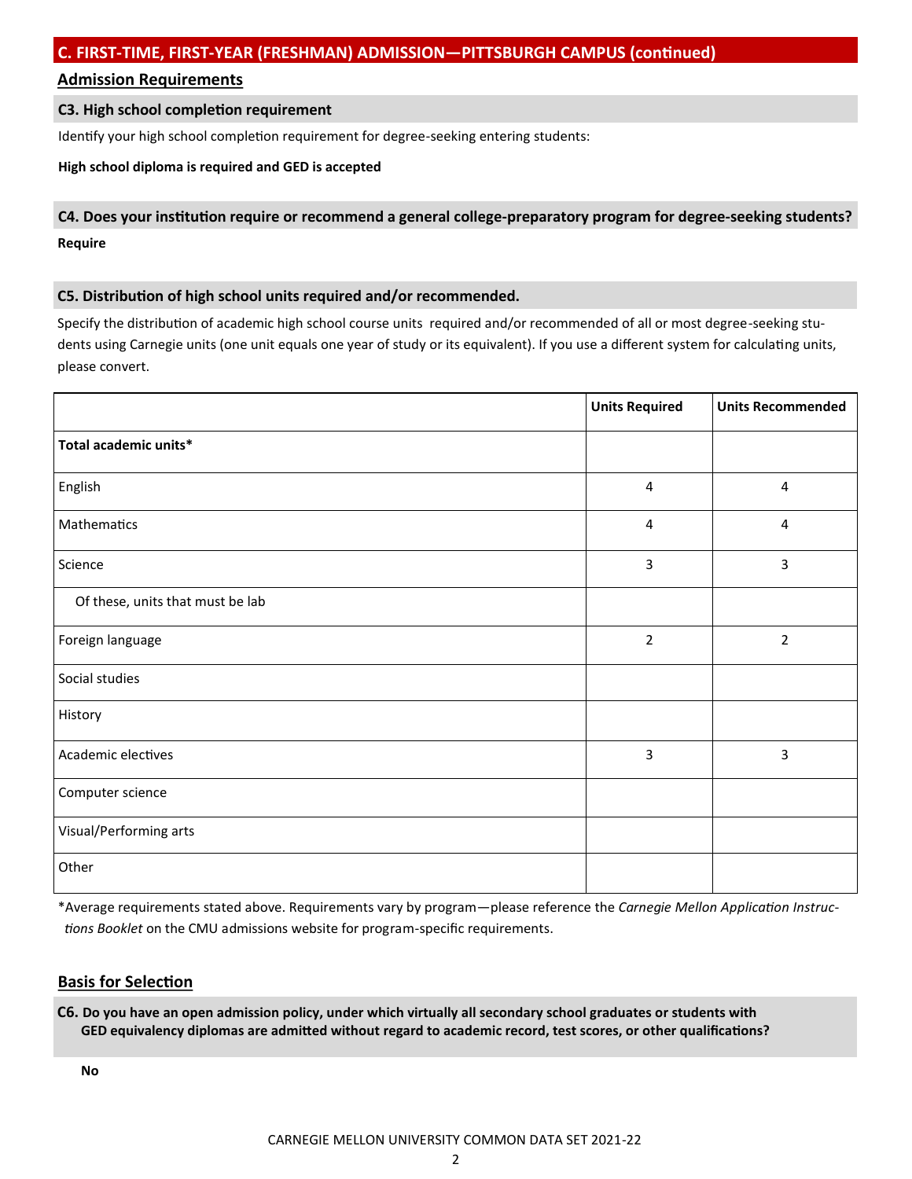## C. FIRST-TIME, FIRST-YEAR (FRESHMAN) ADMISSION—PITTSBURGH CAMPUS (continued)

### Admission Requirements

#### C3. High school completion requirement

Identify your high school completion requirement for degree-seeking entering students:

**High school diploma is required and GED is accepted**

#### C4. Does your institution require or recommend a general college-preparatory program for degree-seeking students?

**Require**

#### C5. Distribution of high school units required and/or recommended.

Specify the distribution of academic high school course units required and/or recommended of all or most degree-seeking students using Carnegie units (one unit equals one year of study or its equivalent). If you use a different system for calculating units, please convert.

| | Units Required | Units Recommended |
|---|---|---|
| **Total academic units*** | | |
| English | 4 | 4 |
| Mathematics | 4 | 4 |
| Science | 3 | 3 |
| Of these, units that must be lab | | |
| Foreign language | 2 | 2 |
| Social studies | | |
| History | | |
| Academic electives | 3 | 3 |
| Computer science | | |
| Visual/Performing arts | | |
| Other | | |

*Average requirements stated above. Requirements vary by program—please reference the *Carnegie Mellon Application Instructions Booklet* on the CMU admissions website for program-specific requirements.

### Basis for Selection

#### C6. Do you have an open admission policy, under which virtually all secondary school graduates or students with GED equivalency diplomas are admitted without regard to academic record, test scores, or other qualifications?

**No**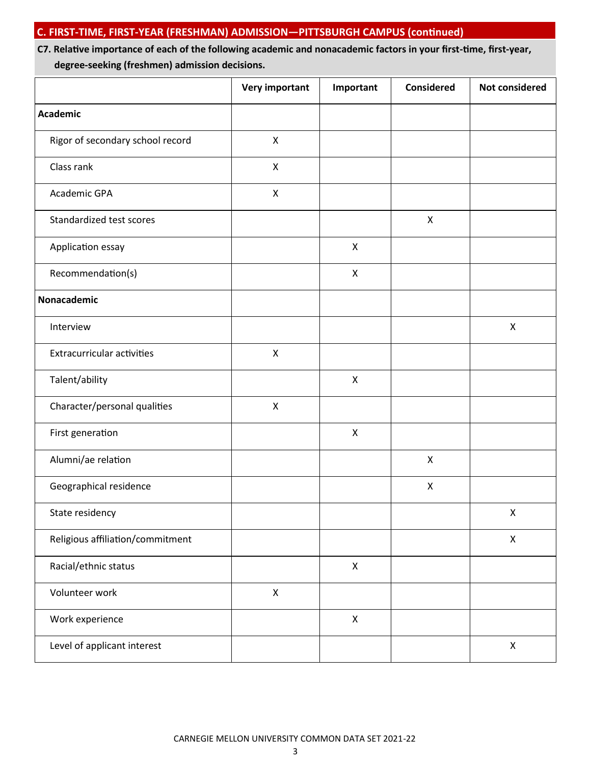## C. FIRST-TIME, FIRST-YEAR (FRESHMAN) ADMISSION—PITTSBURGH CAMPUS (continued)

**C7. Relative importance of each of the following academic and nonacademic factors in your first-time, first-year, degree-seeking (freshmen) admission decisions.**

| | Very important | Important | Considered | Not considered |
|---|---|---|---|---|
| **Academic** | | | | |
| Rigor of secondary school record | X | | | |
| Class rank | X | | | |
| Academic GPA | X | | | |
| Standardized test scores | | | X | |
| Application essay | | X | | |
| Recommendation(s) | | X | | |
| **Nonacademic** | | | | |
| Interview | | | | X |
| Extracurricular activities | X | | | |
| Talent/ability | | X | | |
| Character/personal qualities | X | | | |
| First generation | | X | | |
| Alumni/ae relation | | | X | |
| Geographical residence | | | X | |
| State residency | | | | X |
| Religious affiliation/commitment | | | | X |
| Racial/ethnic status | | X | | |
| Volunteer work | X | | | |
| Work experience | | X | | |
| Level of applicant interest | | | | X |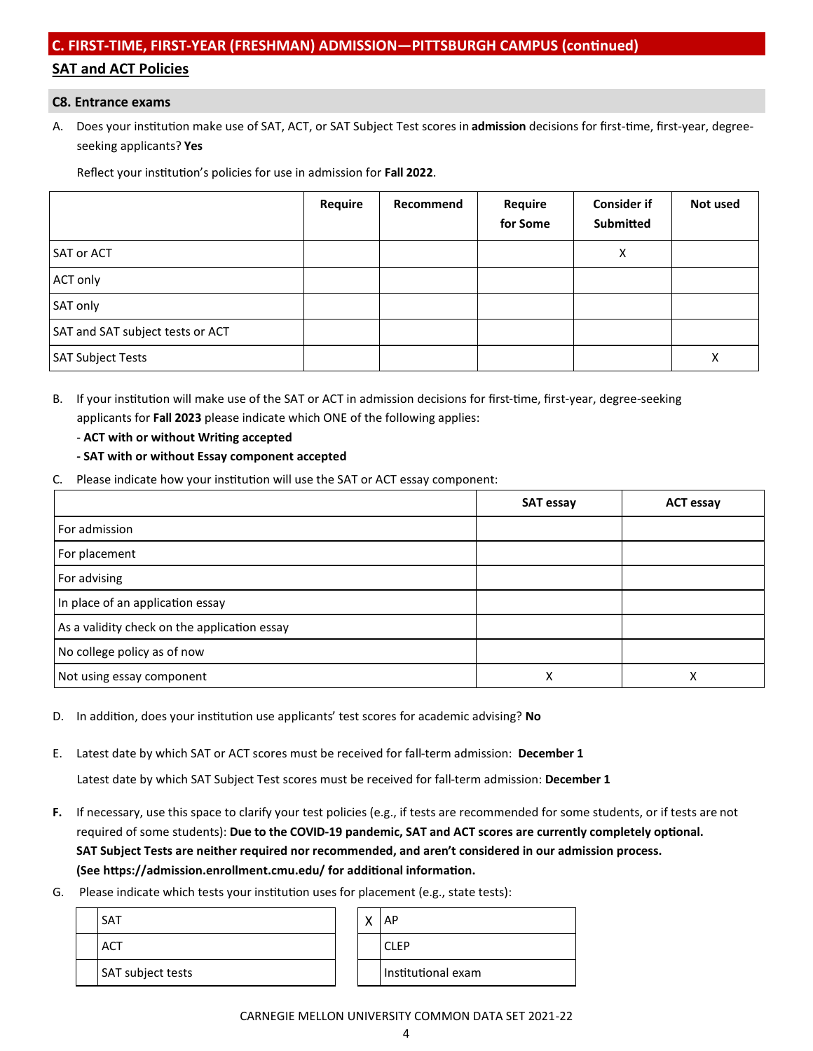## C. FIRST-TIME, FIRST-YEAR (FRESHMAN) ADMISSION—PITTSBURGH CAMPUS (continued)

### SAT and ACT Policies

#### C8. Entrance exams

A. Does your institution make use of SAT, ACT, or SAT Subject Test scores in **admission** decisions for first-time, first-year, degree-seeking applicants? **Yes**

Reflect your institution's policies for use in admission for **Fall 2022**.

| | Require | Recommend | Require for Some | Consider if Submitted | Not used |
|---|---|---|---|---|---|
| SAT or ACT | | | | X | |
| ACT only | | | | | |
| SAT only | | | | | |
| SAT and SAT subject tests or ACT | | | | | |
| SAT Subject Tests | | | | | X |

B. If your institution will make use of the SAT or ACT in admission decisions for first-time, first-year, degree-seeking applicants for **Fall 2023** please indicate which ONE of the following applies:

- **ACT with or without Writing accepted**
- **SAT with or without Essay component accepted**

C. Please indicate how your institution will use the SAT or ACT essay component:

| | SAT essay | ACT essay |
|---|---|---|
| For admission | | |
| For placement | | |
| For advising | | |
| In place of an application essay | | |
| As a validity check on the application essay | | |
| No college policy as of now | | |
| Not using essay component | X | X |

D. In addition, does your institution use applicants' test scores for academic advising? **No**

E. Latest date by which SAT or ACT scores must be received for fall-term admission: **December 1**

Latest date by which SAT Subject Test scores must be received for fall-term admission: **December 1**

**F.** If necessary, use this space to clarify your test policies (e.g., if tests are recommended for some students, or if tests are not required of some students): **Due to the COVID-19 pandemic, SAT and ACT scores are currently completely optional. SAT Subject Tests are neither required nor recommended, and aren't considered in our admission process. (See https://admission.enrollment.cmu.edu/ for additional information.**

G. Please indicate which tests your institution uses for placement (e.g., state tests):

| | |
|---|---|
| | SAT |
| | ACT |
| | SAT subject tests |

| | |
|---|---|
| X | AP |
| | CLEP |
| | Institutional exam |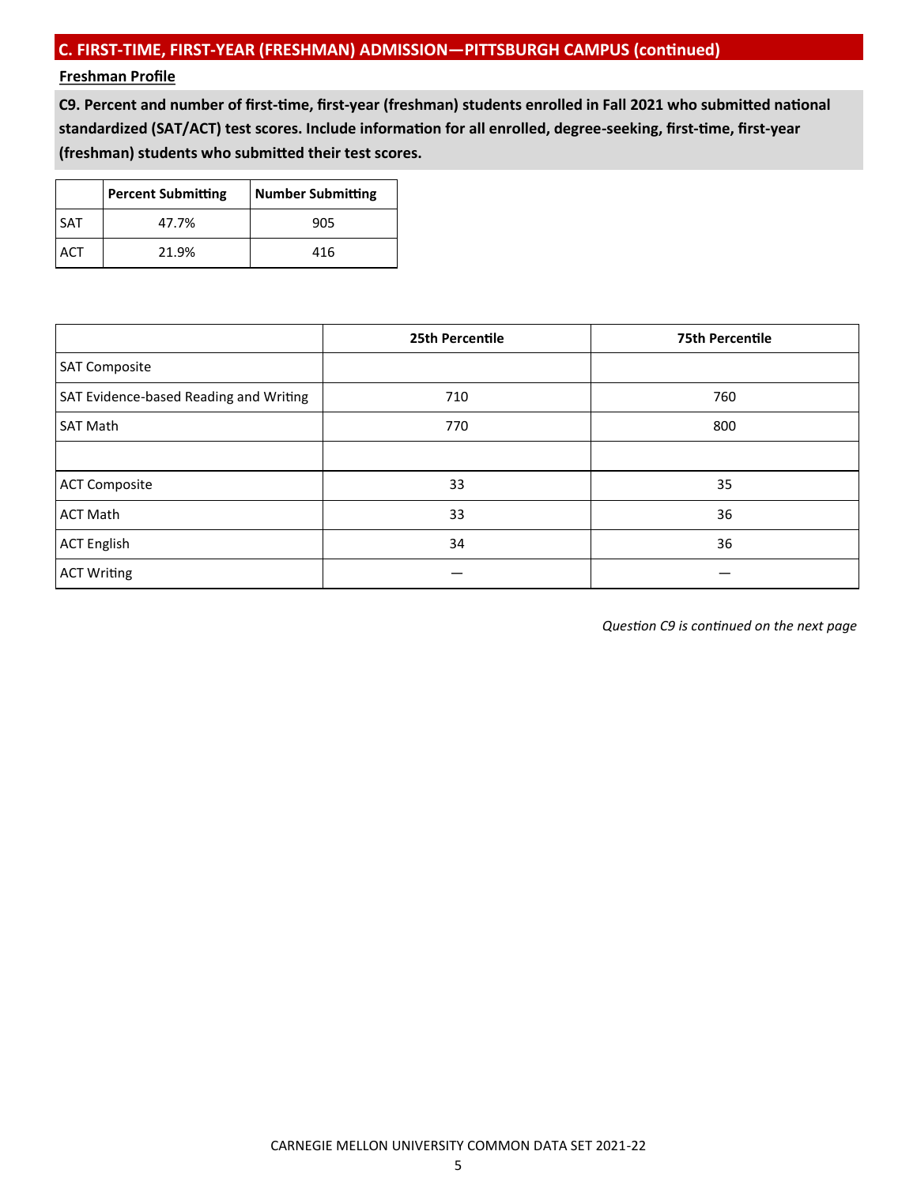## C. FIRST-TIME, FIRST-YEAR (FRESHMAN) ADMISSION—PITTSBURGH CAMPUS (continued)

**Freshman Profile**

**C9. Percent and number of first-time, first-year (freshman) students enrolled in Fall 2021 who submitted national standardized (SAT/ACT) test scores. Include information for all enrolled, degree-seeking, first-time, first-year (freshman) students who submitted their test scores.**

| | Percent Submitting | Number Submitting |
|---|---|---|
| SAT | 47.7% | 905 |
| ACT | 21.9% | 416 |

| | 25th Percentile | 75th Percentile |
|---|---|---|
| SAT Composite | | |
| SAT Evidence-based Reading and Writing | 710 | 760 |
| SAT Math | 770 | 800 |
| | | |
| ACT Composite | 33 | 35 |
| ACT Math | 33 | 36 |
| ACT English | 34 | 36 |
| ACT Writing | — | — |

*Question C9 is continued on the next page*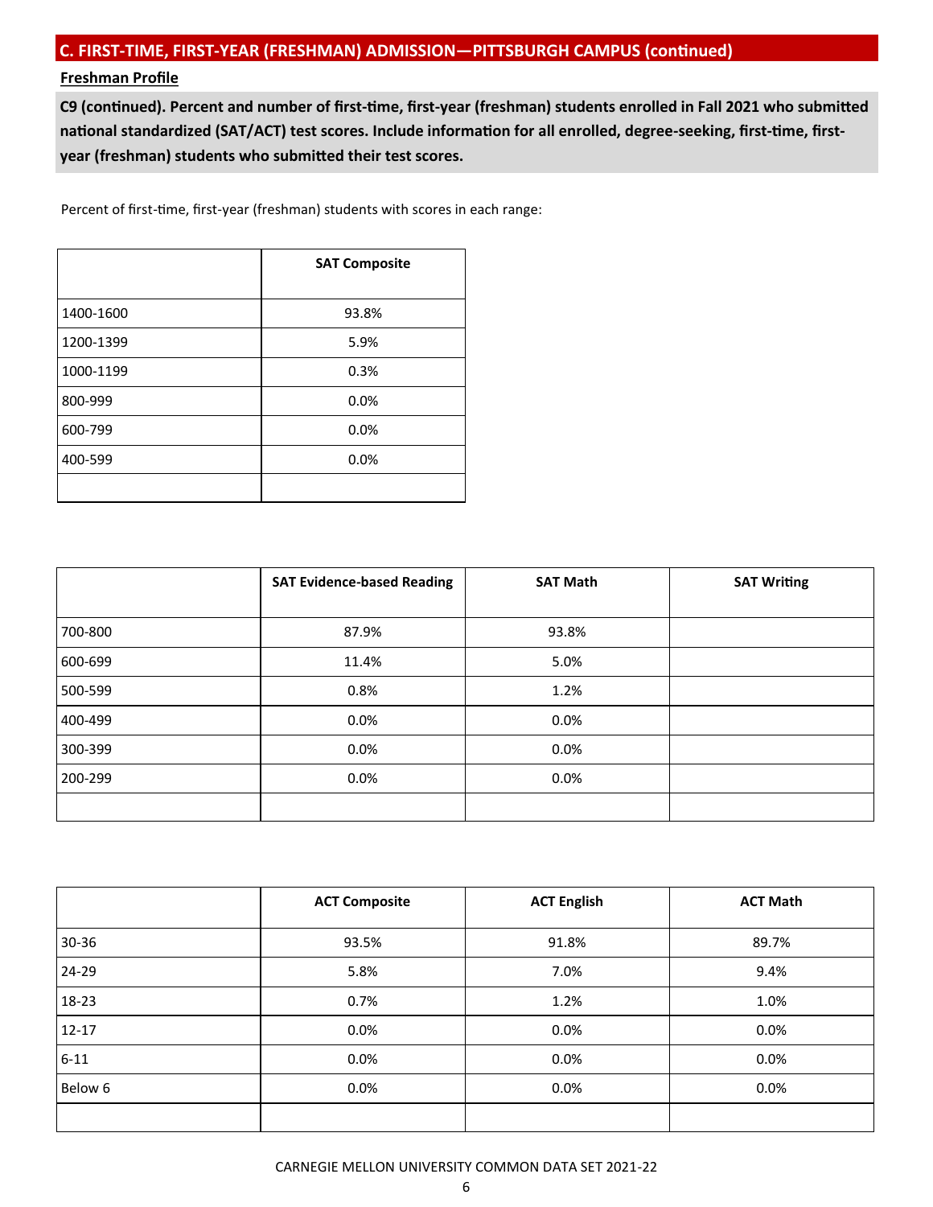## C. FIRST-TIME, FIRST-YEAR (FRESHMAN) ADMISSION—PITTSBURGH CAMPUS (continued)

**Freshman Profile**

**C9 (continued). Percent and number of first-time, first-year (freshman) students enrolled in Fall 2021 who submitted national standardized (SAT/ACT) test scores. Include information for all enrolled, degree-seeking, first-time, first-year (freshman) students who submitted their test scores.**

Percent of first-time, first-year (freshman) students with scores in each range:

| | SAT Composite |
|---|---|
| 1400-1600 | 93.8% |
| 1200-1399 | 5.9% |
| 1000-1199 | 0.3% |
| 800-999 | 0.0% |
| 600-799 | 0.0% |
| 400-599 | 0.0% |
| | |

| | SAT Evidence-based Reading | SAT Math | SAT Writing |
|---|---|---|---|
| 700-800 | 87.9% | 93.8% | |
| 600-699 | 11.4% | 5.0% | |
| 500-599 | 0.8% | 1.2% | |
| 400-499 | 0.0% | 0.0% | |
| 300-399 | 0.0% | 0.0% | |
| 200-299 | 0.0% | 0.0% | |
| | | | |

| | ACT Composite | ACT English | ACT Math |
|---|---|---|---|
| 30-36 | 93.5% | 91.8% | 89.7% |
| 24-29 | 5.8% | 7.0% | 9.4% |
| 18-23 | 0.7% | 1.2% | 1.0% |
| 12-17 | 0.0% | 0.0% | 0.0% |
| 6-11 | 0.0% | 0.0% | 0.0% |
| Below 6 | 0.0% | 0.0% | 0.0% |
| | | | |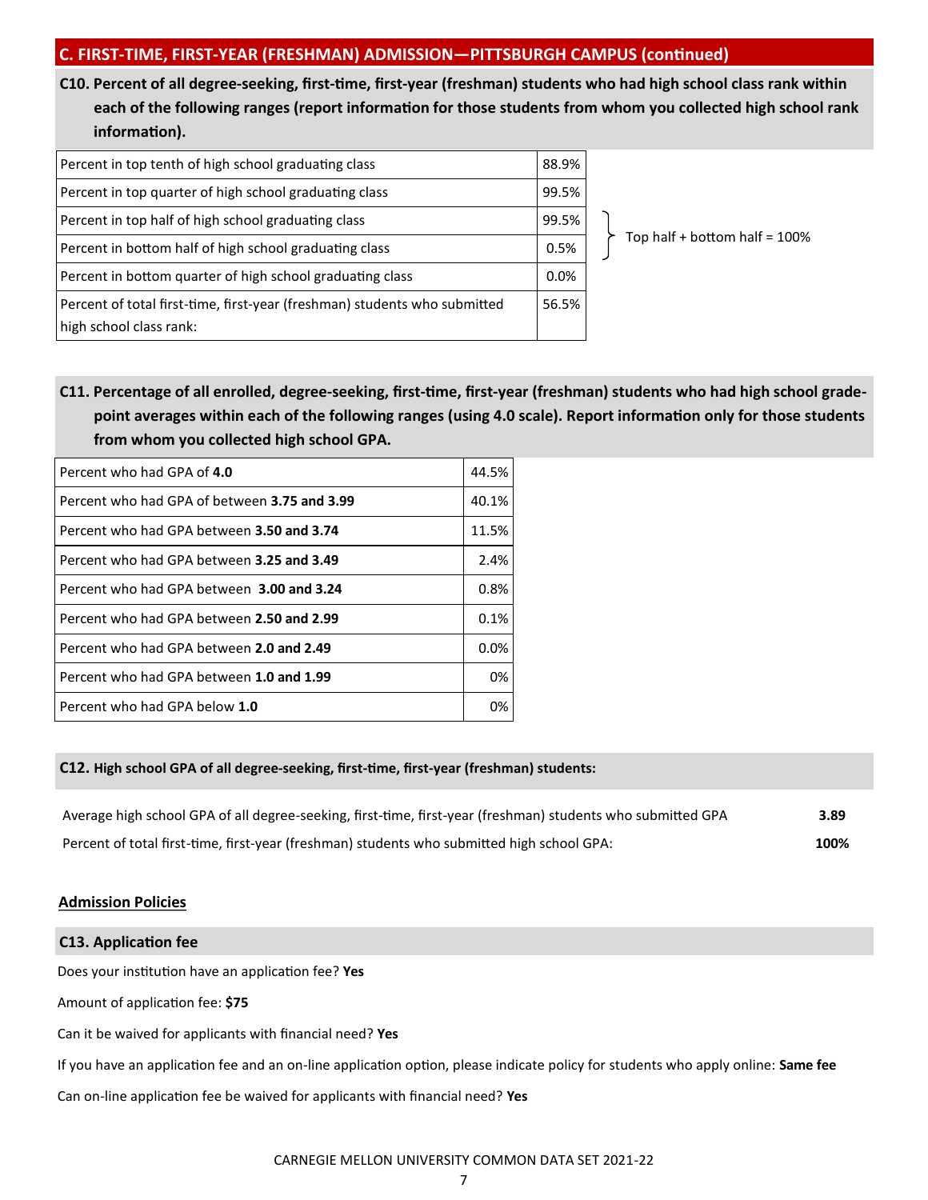## C. FIRST-TIME, FIRST-YEAR (FRESHMAN) ADMISSION—PITTSBURGH CAMPUS (continued)

**C10. Percent of all degree-seeking, first-time, first-year (freshman) students who had high school class rank within each of the following ranges (report information for those students from whom you collected high school rank information).**

| | |
|---|---|
| Percent in top tenth of high school graduating class | 88.9% |
| Percent in top quarter of high school graduating class | 99.5% |
| Percent in top half of high school graduating class | 99.5% |
| Percent in bottom half of high school graduating class | 0.5% |
| Percent in bottom quarter of high school graduating class | 0.0% |
| Percent of total first-time, first-year (freshman) students who submitted high school class rank: | 56.5% |

Top half + bottom half = 100%

**C11. Percentage of all enrolled, degree-seeking, first-time, first-year (freshman) students who had high school grade-point averages within each of the following ranges (using 4.0 scale). Report information only for those students from whom you collected high school GPA.**

| | |
|---|---|
| Percent who had GPA of **4.0** | 44.5% |
| Percent who had GPA of between **3.75 and 3.99** | 40.1% |
| Percent who had GPA between **3.50 and 3.74** | 11.5% |
| Percent who had GPA between **3.25 and 3.49** | 2.4% |
| Percent who had GPA between **3.00 and 3.24** | 0.8% |
| Percent who had GPA between **2.50 and 2.99** | 0.1% |
| Percent who had GPA between **2.0 and 2.49** | 0.0% |
| Percent who had GPA between **1.0 and 1.99** | 0% |
| Percent who had GPA below **1.0** | 0% |

**C12. High school GPA of all degree-seeking, first-time, first-year (freshman) students:**

| | |
|---|---|
| Average high school GPA of all degree-seeking, first-time, first-year (freshman) students who submitted GPA | **3.89** |
| Percent of total first-time, first-year (freshman) students who submitted high school GPA: | **100%** |

**Admission Policies**

**C13. Application fee**

Does your institution have an application fee? **Yes**

Amount of application fee: **$75**

Can it be waived for applicants with financial need? **Yes**

If you have an application fee and an on-line application option, please indicate policy for students who apply online: **Same fee**

Can on-line application fee be waived for applicants with financial need? **Yes**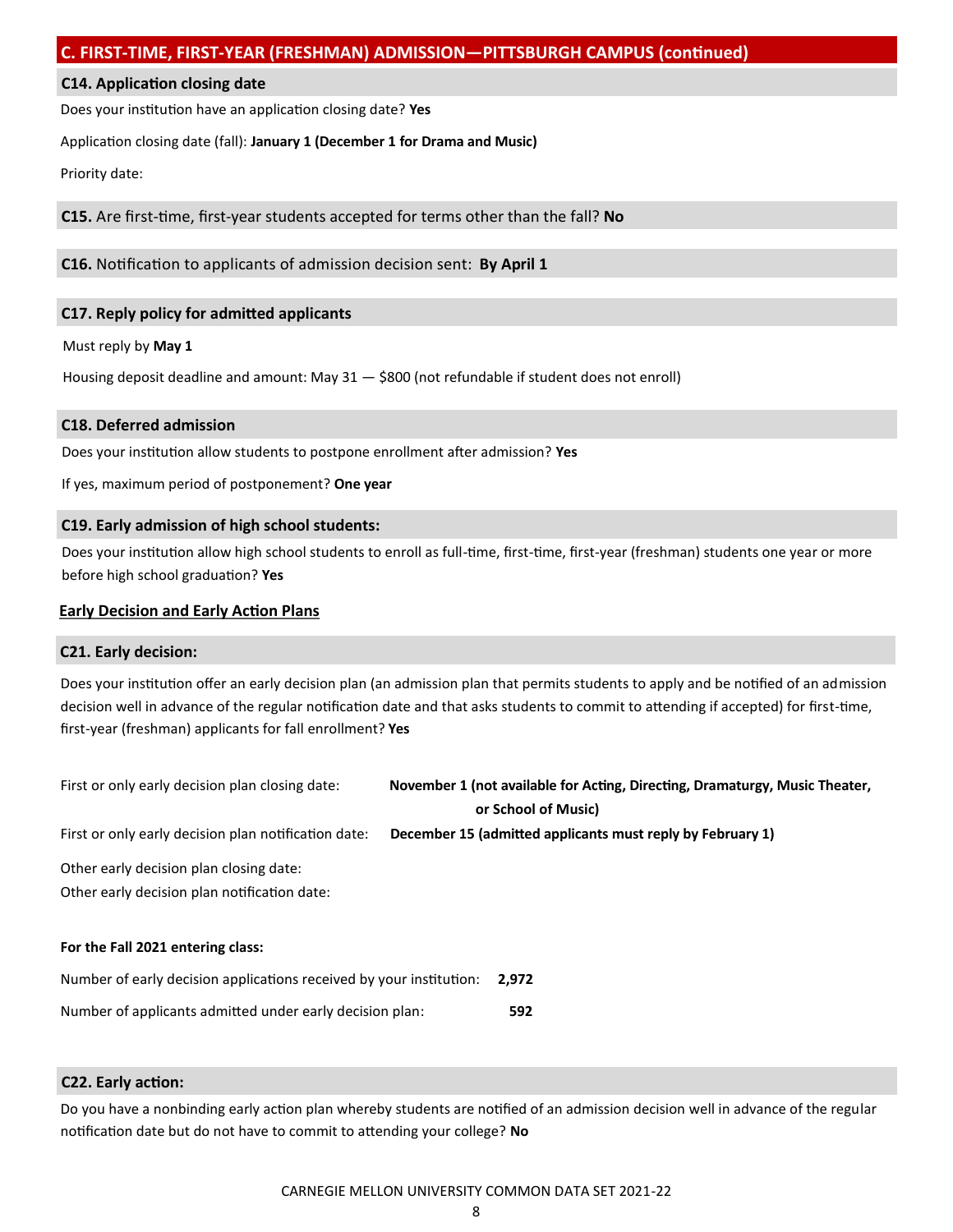## C. FIRST-TIME, FIRST-YEAR (FRESHMAN) ADMISSION—PITTSBURGH CAMPUS (continued)

### C14. Application closing date

Does your institution have an application closing date? **Yes**

Application closing date (fall): **January 1 (December 1 for Drama and Music)**

Priority date:

### C15. Are first-time, first-year students accepted for terms other than the fall? **No**

### C16. Notification to applicants of admission decision sent: **By April 1**

### C17. Reply policy for admitted applicants

Must reply by **May 1**

Housing deposit deadline and amount: May 31 — $800 (not refundable if student does not enroll)

### C18. Deferred admission

Does your institution allow students to postpone enrollment after admission? **Yes**

If yes, maximum period of postponement? **One year**

### C19. Early admission of high school students:

Does your institution allow high school students to enroll as full-time, first-time, first-year (freshman) students one year or more before high school graduation? **Yes**

**Early Decision and Early Action Plans**

### C21. Early decision:

Does your institution offer an early decision plan (an admission plan that permits students to apply and be notified of an admission decision well in advance of the regular notification date and that asks students to commit to attending if accepted) for first-time, first-year (freshman) applicants for fall enrollment? **Yes**

First or only early decision plan closing date: **November 1 (not available for Acting, Directing, Dramaturgy, Music Theater, or School of Music)**

First or only early decision plan notification date: **December 15 (admitted applicants must reply by February 1)**

Other early decision plan closing date:

Other early decision plan notification date:

**For the Fall 2021 entering class:**

Number of early decision applications received by your institution: **2,972**

Number of applicants admitted under early decision plan: **592**

### C22. Early action:

Do you have a nonbinding early action plan whereby students are notified of an admission decision well in advance of the regular notification date but do not have to commit to attending your college? **No**